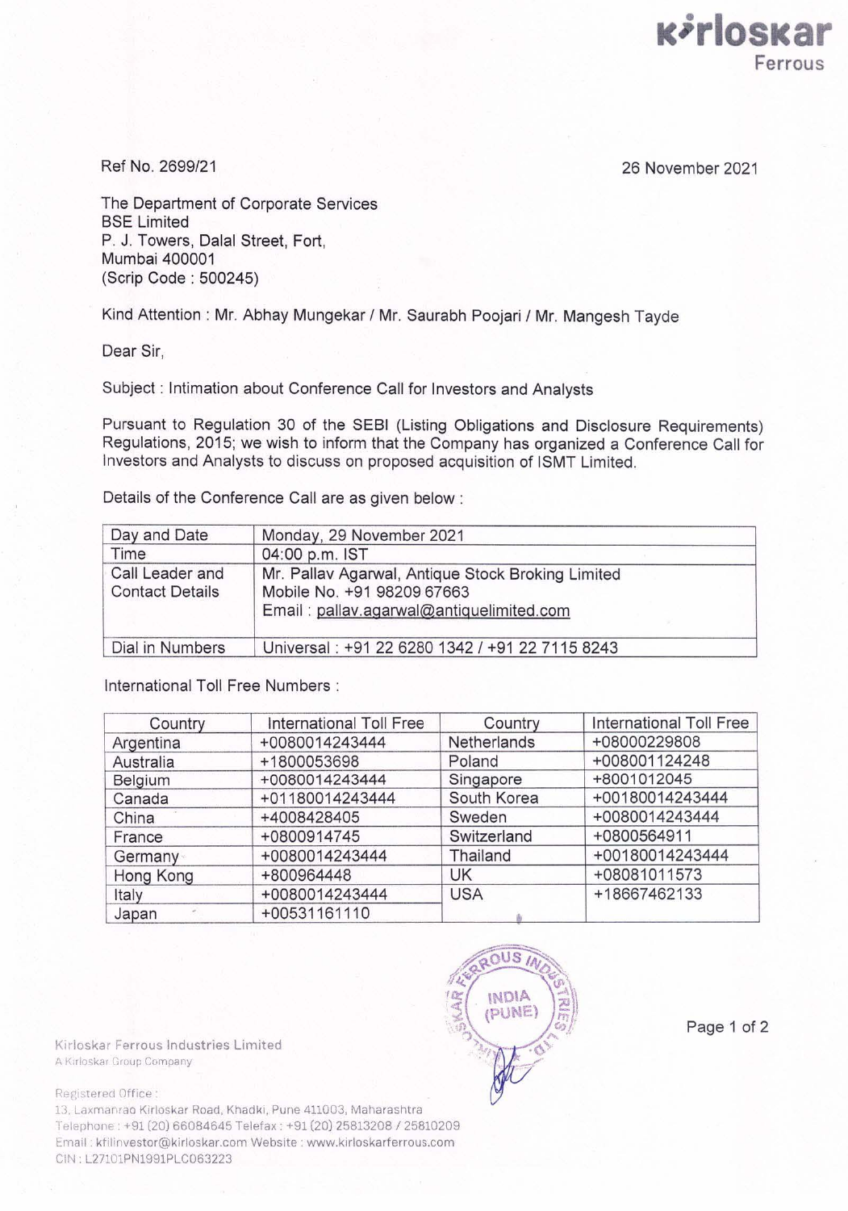Kirloskar Ferrous

Ref No. 2699/21

26 November 2021

The Department of Corporate Services
BSE Limited
P. J. Towers, Dalal Street, Fort,
Mumbai 400001
(Scrip Code : 500245)

Kind Attention : Mr. Abhay Mungekar / Mr. Saurabh Poojari / Mr. Mangesh Tayde

Dear Sir,

Subject : Intimation about Conference Call for Investors and Analysts

Pursuant to Regulation 30 of the SEBI (Listing Obligations and Disclosure Requirements) Regulations, 2015; we wish to inform that the Company has organized a Conference Call for Investors and Analysts to discuss on proposed acquisition of ISMT Limited.

Details of the Conference Call are as given below :

| | |
|---|---|
| Day and Date | Monday, 29 November 2021 |
| Time | 04:00 p.m. IST |
| Call Leader and Contact Details | Mr. Pallav Agarwal, Antique Stock Broking Limited<br>Mobile No. +91 98209 67663<br>Email : pallav.agarwal@antiquelimited.com |
| Dial in Numbers | Universal : +91 22 6280 1342 / +91 22 7115 8243 |

International Toll Free Numbers :

| Country | International Toll Free | Country | International Toll Free |
|---|---|---|---|
| Argentina | +0080014243444 | Netherlands | +08000229808 |
| Australia | +1800053698 | Poland | +008001124248 |
| Belgium | +0080014243444 | Singapore | +8001012045 |
| Canada | +01180014243444 | South Korea | +00180014243444 |
| China | +4008428405 | Sweden | +0080014243444 |
| France | +0800914745 | Switzerland | +0800564911 |
| Germany | +0080014243444 | Thailand | +00180014243444 |
| Hong Kong | +800964448 | UK | +08081011573 |
| Italy | +0080014243444 | USA | +18667462133 |
| Japan | +00531161110 | | |

Kirloskar Ferrous Industries Limited
A Kirloskar Group Company

Registered Office :
13, Laxmanrao Kirloskar Road, Khadki, Pune 411003, Maharashtra
Telephone : +91 (20) 66084645 Telefax : +91 (20) 25813208 / 25810209
Email : kfilinvestor@kirloskar.com Website : www.kirloskarferrous.com
CIN : L27101PN1991PLC063223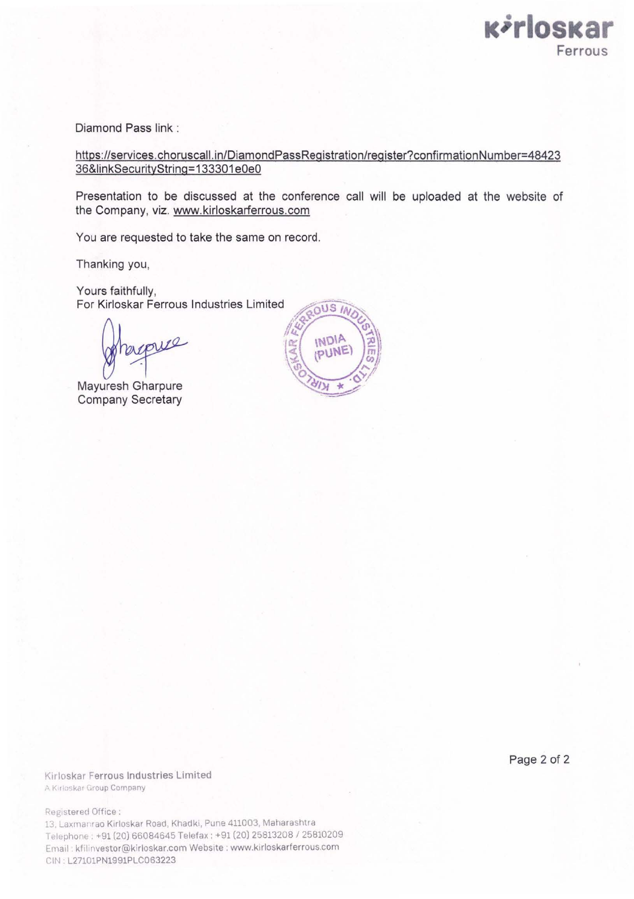Diamond Pass link :

https://services.choruscall.in/DiamondPassRegistration/register?confirmationNumber=4842336&linkSecurityString=133301e0e0

Presentation to be discussed at the conference call will be uploaded at the website of the Company, viz. www.kirloskarferrous.com

You are requested to take the same on record.

Thanking you,

Yours faithfully,
For Kirloskar Ferrous Industries Limited

Mayuresh Gharpure
Company Secretary

Kirloskar Ferrous Industries Limited
A Kirloskar Group Company

Registered Office :
13, Laxmanrao Kirloskar Road, Khadki, Pune 411003, Maharashtra
Telephone : +91 (20) 66084645 Telefax : +91 (20) 25813208 / 25810209
Email : kfilinvestor@kirloskar.com Website : www.kirloskarferrous.com
CIN : L27101PN1991PLC063223